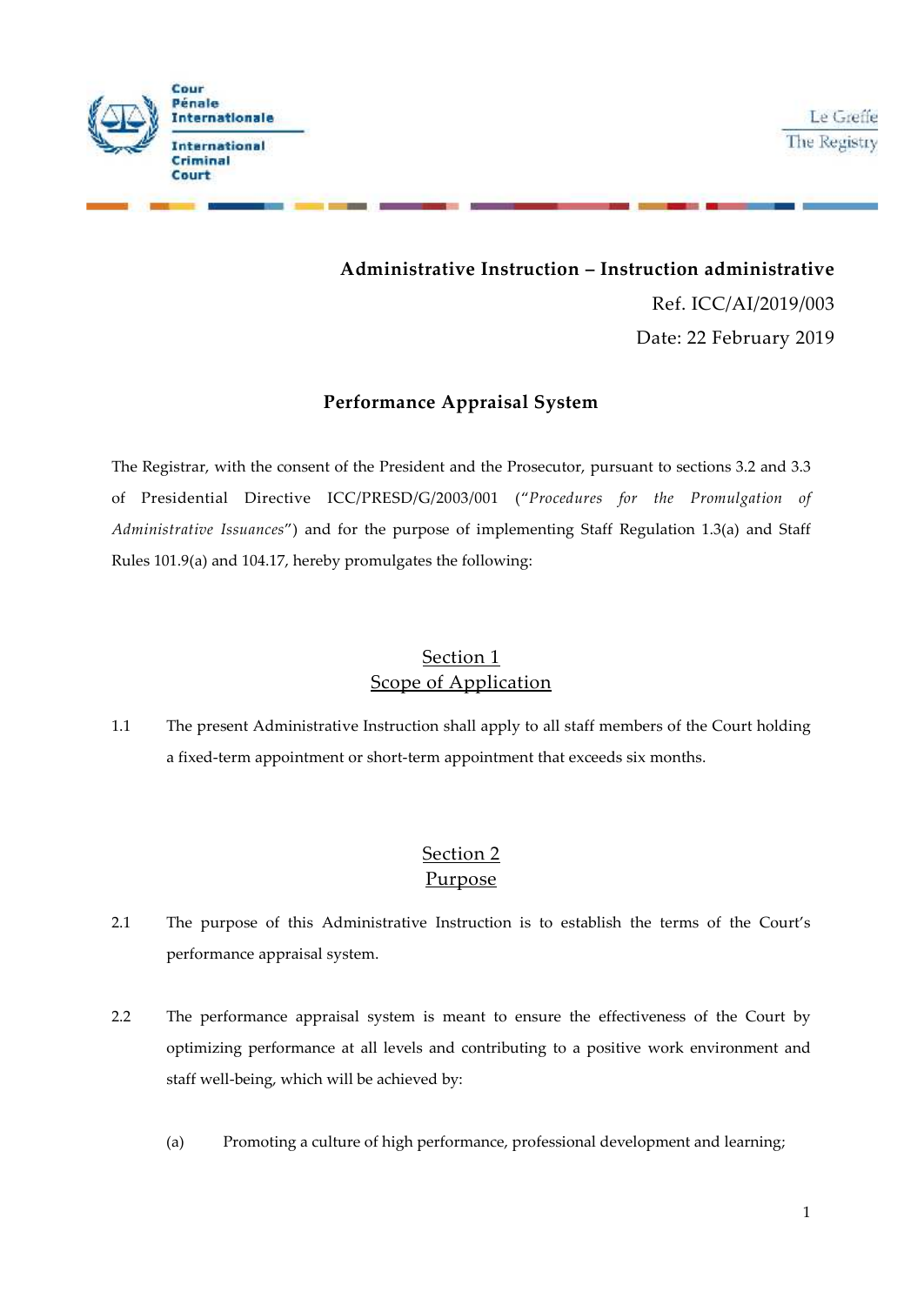Cour Pénale Internationale

International Criminal Court

Le Greffe

The Registry

**Administrative Instruction – Instruction administrative**

Ref. ICC/AI/2019/003

Date: 22 February 2019

## Performance Appraisal System

The Registrar, with the consent of the President and the Prosecutor, pursuant to sections 3.2 and 3.3 of Presidential Directive ICC/PRESD/G/2003/001 ("*Procedures for the Promulgation of Administrative Issuances*") and for the purpose of implementing Staff Regulation 1.3(a) and Staff Rules 101.9(a) and 104.17, hereby promulgates the following:

## Section 1
## Scope of Application

1.1 The present Administrative Instruction shall apply to all staff members of the Court holding a fixed-term appointment or short-term appointment that exceeds six months.

## Section 2
## Purpose

2.1 The purpose of this Administrative Instruction is to establish the terms of the Court's performance appraisal system.

2.2 The performance appraisal system is meant to ensure the effectiveness of the Court by optimizing performance at all levels and contributing to a positive work environment and staff well-being, which will be achieved by:

(a) Promoting a culture of high performance, professional development and learning;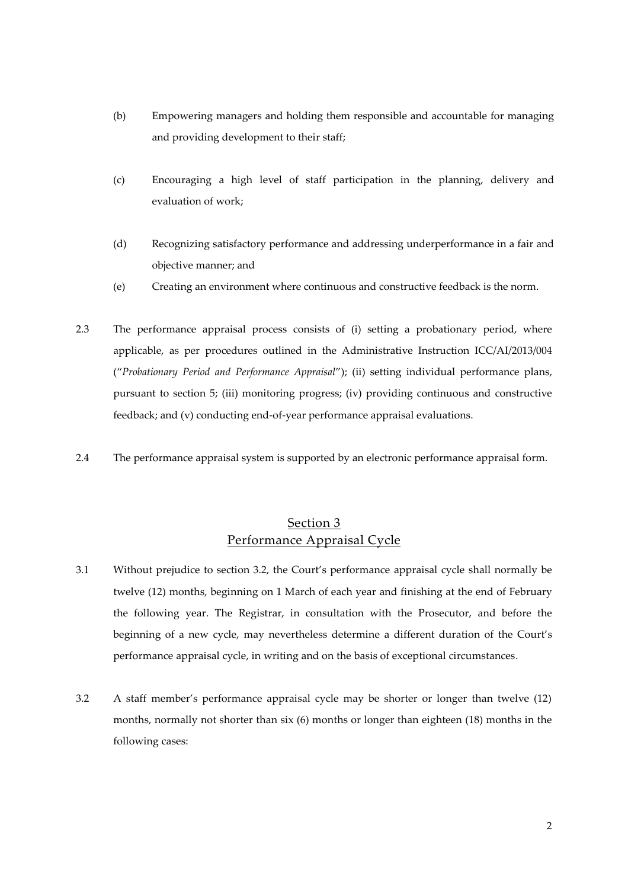(b) Empowering managers and holding them responsible and accountable for managing and providing development to their staff;

(c) Encouraging a high level of staff participation in the planning, delivery and evaluation of work;

(d) Recognizing satisfactory performance and addressing underperformance in a fair and objective manner; and

(e) Creating an environment where continuous and constructive feedback is the norm.

2.3 The performance appraisal process consists of (i) setting a probationary period, where applicable, as per procedures outlined in the Administrative Instruction ICC/AI/2013/004 ("*Probationary Period and Performance Appraisal*"); (ii) setting individual performance plans, pursuant to section 5; (iii) monitoring progress; (iv) providing continuous and constructive feedback; and (v) conducting end-of-year performance appraisal evaluations.

2.4 The performance appraisal system is supported by an electronic performance appraisal form.

## Section 3
## Performance Appraisal Cycle

3.1 Without prejudice to section 3.2, the Court's performance appraisal cycle shall normally be twelve (12) months, beginning on 1 March of each year and finishing at the end of February the following year. The Registrar, in consultation with the Prosecutor, and before the beginning of a new cycle, may nevertheless determine a different duration of the Court's performance appraisal cycle, in writing and on the basis of exceptional circumstances.

3.2 A staff member's performance appraisal cycle may be shorter or longer than twelve (12) months, normally not shorter than six (6) months or longer than eighteen (18) months in the following cases: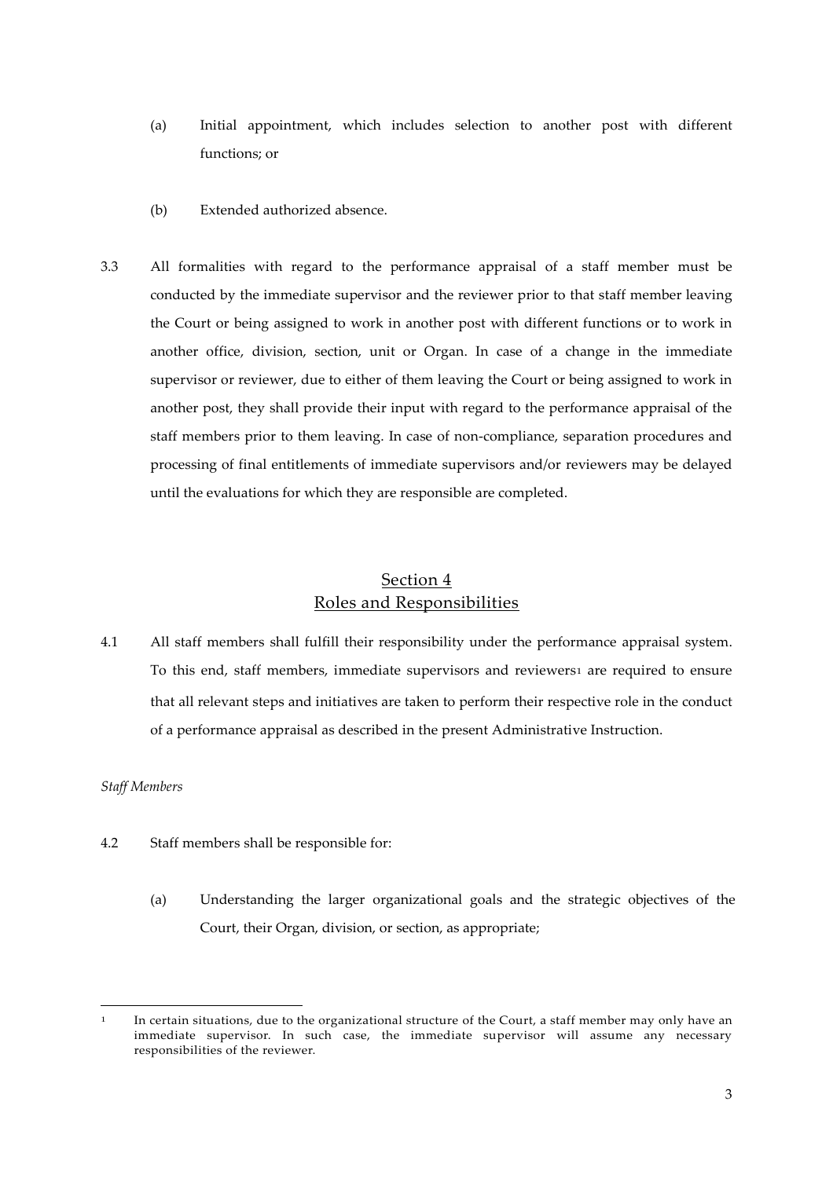(a) Initial appointment, which includes selection to another post with different functions; or

(b) Extended authorized absence.

3.3 All formalities with regard to the performance appraisal of a staff member must be conducted by the immediate supervisor and the reviewer prior to that staff member leaving the Court or being assigned to work in another post with different functions or to work in another office, division, section, unit or Organ. In case of a change in the immediate supervisor or reviewer, due to either of them leaving the Court or being assigned to work in another post, they shall provide their input with regard to the performance appraisal of the staff members prior to them leaving. In case of non-compliance, separation procedures and processing of final entitlements of immediate supervisors and/or reviewers may be delayed until the evaluations for which they are responsible are completed.

## Section 4
## Roles and Responsibilities

4.1 All staff members shall fulfill their responsibility under the performance appraisal system. To this end, staff members, immediate supervisors and reviewers[1] are required to ensure that all relevant steps and initiatives are taken to perform their respective role in the conduct of a performance appraisal as described in the present Administrative Instruction.

*Staff Members*

4.2 Staff members shall be responsible for:

(a) Understanding the larger organizational goals and the strategic objectives of the Court, their Organ, division, or section, as appropriate;

---

[1] In certain situations, due to the organizational structure of the Court, a staff member may only have an immediate supervisor. In such case, the immediate supervisor will assume any necessary responsibilities of the reviewer.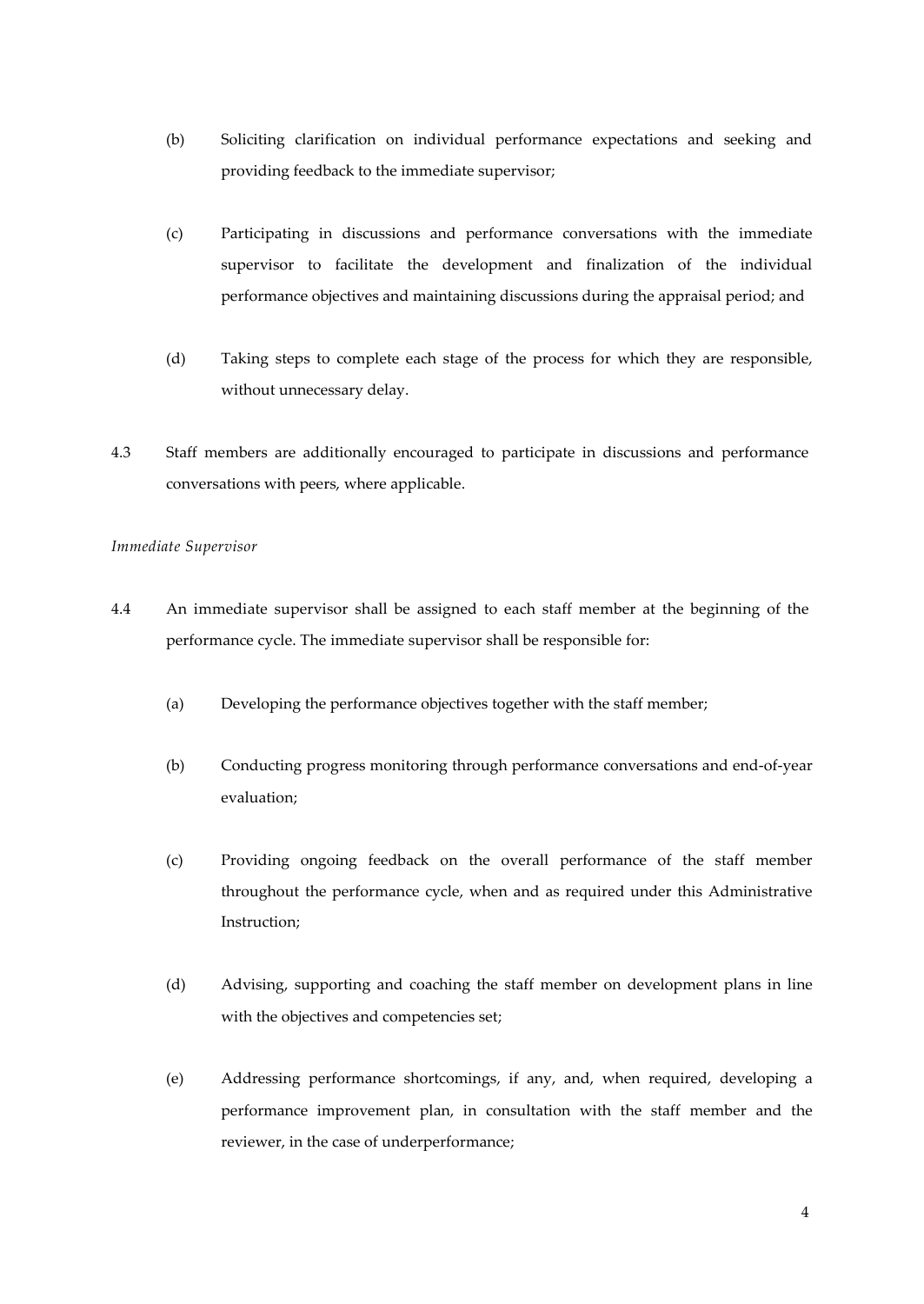(b) Soliciting clarification on individual performance expectations and seeking and providing feedback to the immediate supervisor;

(c) Participating in discussions and performance conversations with the immediate supervisor to facilitate the development and finalization of the individual performance objectives and maintaining discussions during the appraisal period; and

(d) Taking steps to complete each stage of the process for which they are responsible, without unnecessary delay.

4.3 Staff members are additionally encouraged to participate in discussions and performance conversations with peers, where applicable.

*Immediate Supervisor*

4.4 An immediate supervisor shall be assigned to each staff member at the beginning of the performance cycle. The immediate supervisor shall be responsible for:

(a) Developing the performance objectives together with the staff member;

(b) Conducting progress monitoring through performance conversations and end-of-year evaluation;

(c) Providing ongoing feedback on the overall performance of the staff member throughout the performance cycle, when and as required under this Administrative Instruction;

(d) Advising, supporting and coaching the staff member on development plans in line with the objectives and competencies set;

(e) Addressing performance shortcomings, if any, and, when required, developing a performance improvement plan, in consultation with the staff member and the reviewer, in the case of underperformance;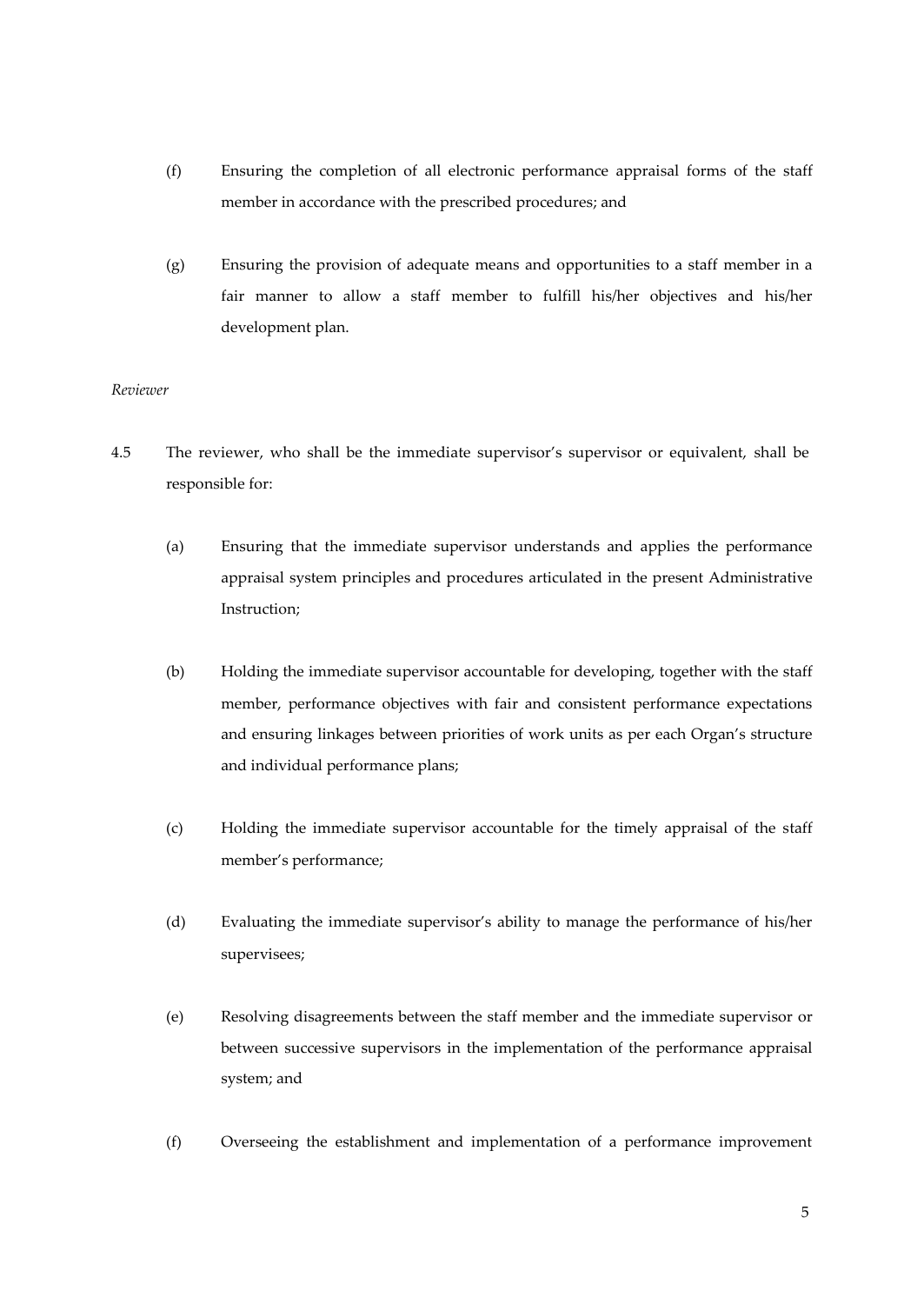(f) Ensuring the completion of all electronic performance appraisal forms of the staff member in accordance with the prescribed procedures; and

(g) Ensuring the provision of adequate means and opportunities to a staff member in a fair manner to allow a staff member to fulfill his/her objectives and his/her development plan.

*Reviewer*

4.5 The reviewer, who shall be the immediate supervisor's supervisor or equivalent, shall be responsible for:

(a) Ensuring that the immediate supervisor understands and applies the performance appraisal system principles and procedures articulated in the present Administrative Instruction;

(b) Holding the immediate supervisor accountable for developing, together with the staff member, performance objectives with fair and consistent performance expectations and ensuring linkages between priorities of work units as per each Organ's structure and individual performance plans;

(c) Holding the immediate supervisor accountable for the timely appraisal of the staff member's performance;

(d) Evaluating the immediate supervisor's ability to manage the performance of his/her supervisees;

(e) Resolving disagreements between the staff member and the immediate supervisor or between successive supervisors in the implementation of the performance appraisal system; and

(f) Overseeing the establishment and implementation of a performance improvement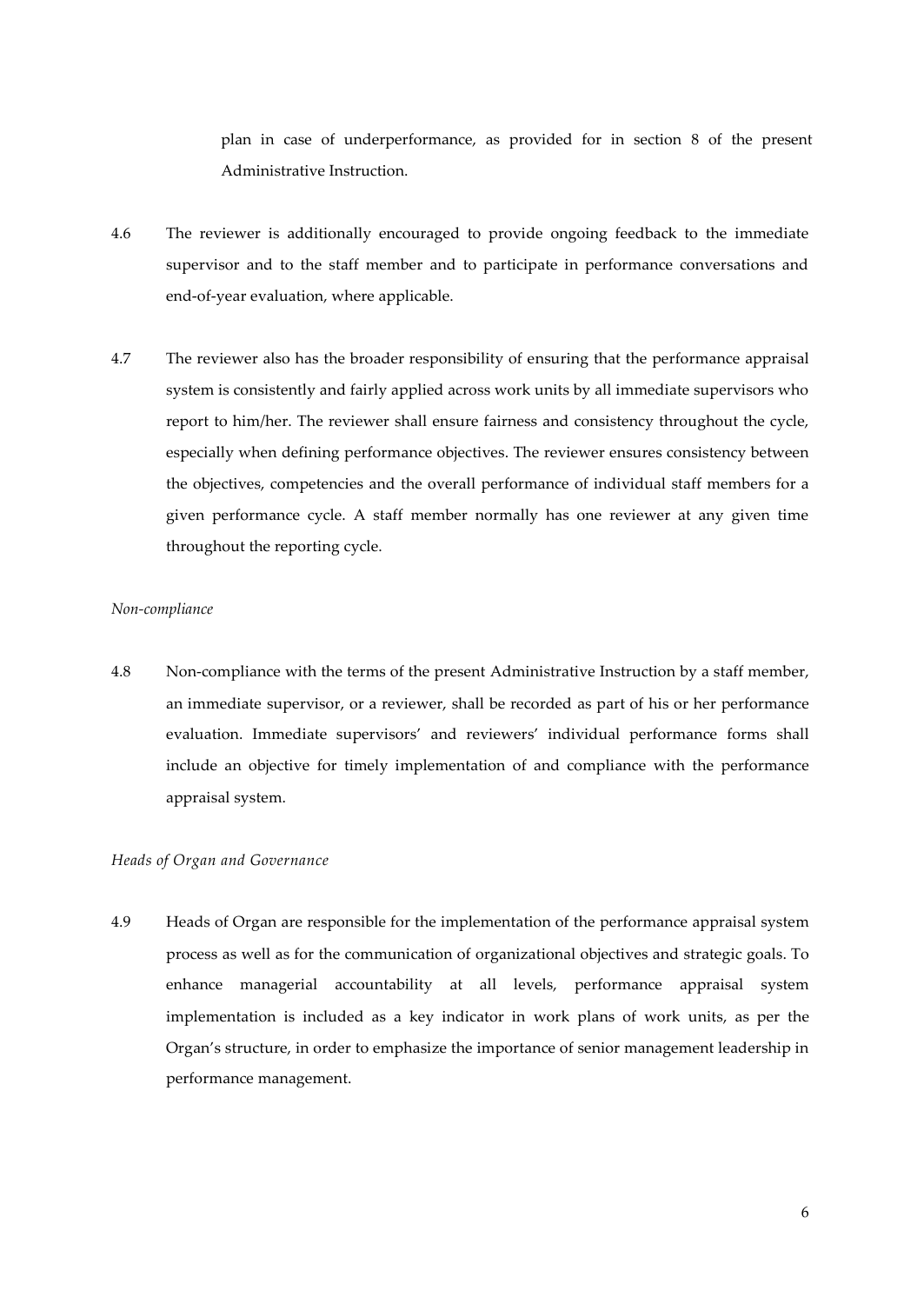plan in case of underperformance, as provided for in section 8 of the present Administrative Instruction.

4.6 The reviewer is additionally encouraged to provide ongoing feedback to the immediate supervisor and to the staff member and to participate in performance conversations and end-of-year evaluation, where applicable.

4.7 The reviewer also has the broader responsibility of ensuring that the performance appraisal system is consistently and fairly applied across work units by all immediate supervisors who report to him/her. The reviewer shall ensure fairness and consistency throughout the cycle, especially when defining performance objectives. The reviewer ensures consistency between the objectives, competencies and the overall performance of individual staff members for a given performance cycle. A staff member normally has one reviewer at any given time throughout the reporting cycle.

*Non-compliance*

4.8 Non-compliance with the terms of the present Administrative Instruction by a staff member, an immediate supervisor, or a reviewer, shall be recorded as part of his or her performance evaluation. Immediate supervisors' and reviewers' individual performance forms shall include an objective for timely implementation of and compliance with the performance appraisal system.

*Heads of Organ and Governance*

4.9 Heads of Organ are responsible for the implementation of the performance appraisal system process as well as for the communication of organizational objectives and strategic goals. To enhance managerial accountability at all levels, performance appraisal system implementation is included as a key indicator in work plans of work units, as per the Organ's structure, in order to emphasize the importance of senior management leadership in performance management.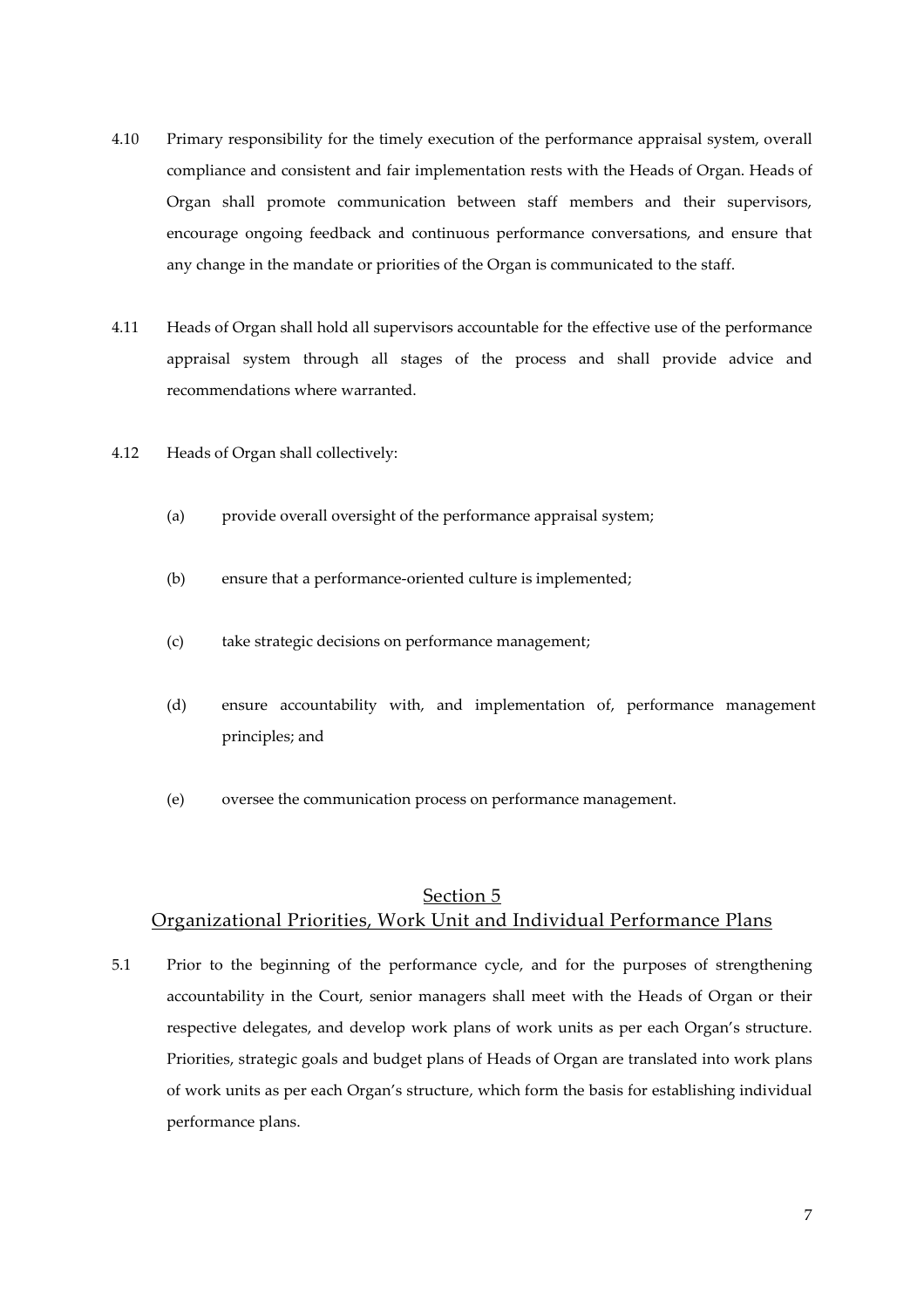4.10 Primary responsibility for the timely execution of the performance appraisal system, overall compliance and consistent and fair implementation rests with the Heads of Organ. Heads of Organ shall promote communication between staff members and their supervisors, encourage ongoing feedback and continuous performance conversations, and ensure that any change in the mandate or priorities of the Organ is communicated to the staff.

4.11 Heads of Organ shall hold all supervisors accountable for the effective use of the performance appraisal system through all stages of the process and shall provide advice and recommendations where warranted.

4.12 Heads of Organ shall collectively:

(a) provide overall oversight of the performance appraisal system;

(b) ensure that a performance-oriented culture is implemented;

(c) take strategic decisions on performance management;

(d) ensure accountability with, and implementation of, performance management principles; and

(e) oversee the communication process on performance management.

## Section 5
## Organizational Priorities, Work Unit and Individual Performance Plans

5.1 Prior to the beginning of the performance cycle, and for the purposes of strengthening accountability in the Court, senior managers shall meet with the Heads of Organ or their respective delegates, and develop work plans of work units as per each Organ's structure. Priorities, strategic goals and budget plans of Heads of Organ are translated into work plans of work units as per each Organ's structure, which form the basis for establishing individual performance plans.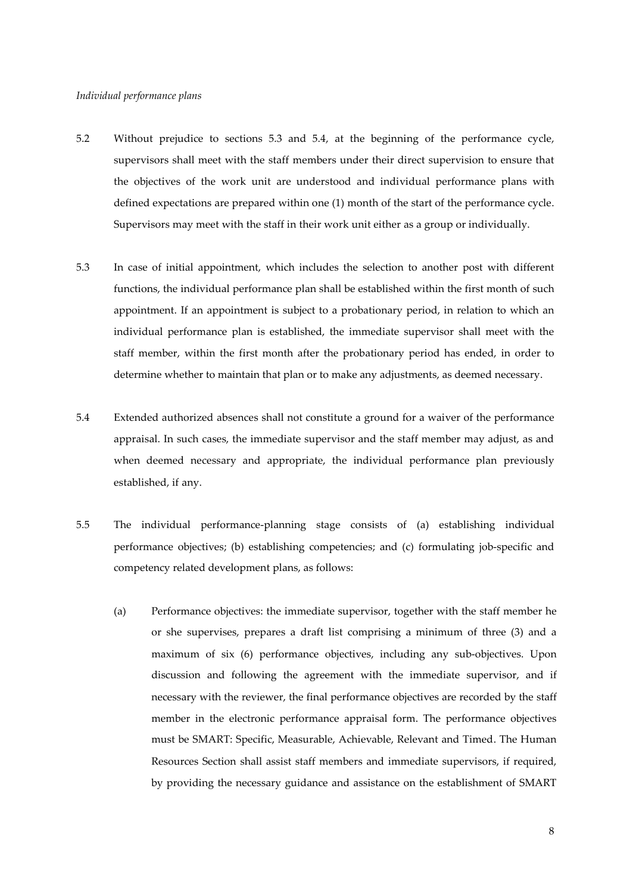*Individual performance plans*

5.2 Without prejudice to sections 5.3 and 5.4, at the beginning of the performance cycle, supervisors shall meet with the staff members under their direct supervision to ensure that the objectives of the work unit are understood and individual performance plans with defined expectations are prepared within one (1) month of the start of the performance cycle. Supervisors may meet with the staff in their work unit either as a group or individually.

5.3 In case of initial appointment, which includes the selection to another post with different functions, the individual performance plan shall be established within the first month of such appointment. If an appointment is subject to a probationary period, in relation to which an individual performance plan is established, the immediate supervisor shall meet with the staff member, within the first month after the probationary period has ended, in order to determine whether to maintain that plan or to make any adjustments, as deemed necessary.

5.4 Extended authorized absences shall not constitute a ground for a waiver of the performance appraisal. In such cases, the immediate supervisor and the staff member may adjust, as and when deemed necessary and appropriate, the individual performance plan previously established, if any.

5.5 The individual performance-planning stage consists of (a) establishing individual performance objectives; (b) establishing competencies; and (c) formulating job-specific and competency related development plans, as follows:

(a) Performance objectives: the immediate supervisor, together with the staff member he or she supervises, prepares a draft list comprising a minimum of three (3) and a maximum of six (6) performance objectives, including any sub-objectives. Upon discussion and following the agreement with the immediate supervisor, and if necessary with the reviewer, the final performance objectives are recorded by the staff member in the electronic performance appraisal form. The performance objectives must be SMART: Specific, Measurable, Achievable, Relevant and Timed. The Human Resources Section shall assist staff members and immediate supervisors, if required, by providing the necessary guidance and assistance on the establishment of SMART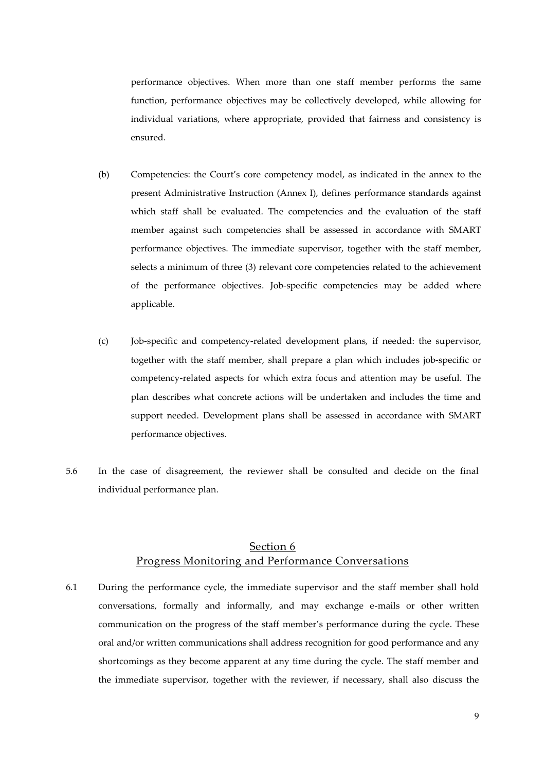performance objectives. When more than one staff member performs the same function, performance objectives may be collectively developed, while allowing for individual variations, where appropriate, provided that fairness and consistency is ensured.

(b) Competencies: the Court's core competency model, as indicated in the annex to the present Administrative Instruction (Annex I), defines performance standards against which staff shall be evaluated. The competencies and the evaluation of the staff member against such competencies shall be assessed in accordance with SMART performance objectives. The immediate supervisor, together with the staff member, selects a minimum of three (3) relevant core competencies related to the achievement of the performance objectives. Job-specific competencies may be added where applicable.

(c) Job-specific and competency-related development plans, if needed: the supervisor, together with the staff member, shall prepare a plan which includes job-specific or competency-related aspects for which extra focus and attention may be useful. The plan describes what concrete actions will be undertaken and includes the time and support needed. Development plans shall be assessed in accordance with SMART performance objectives.

5.6 In the case of disagreement, the reviewer shall be consulted and decide on the final individual performance plan.

## Section 6
## Progress Monitoring and Performance Conversations

6.1 During the performance cycle, the immediate supervisor and the staff member shall hold conversations, formally and informally, and may exchange e-mails or other written communication on the progress of the staff member's performance during the cycle. These oral and/or written communications shall address recognition for good performance and any shortcomings as they become apparent at any time during the cycle. The staff member and the immediate supervisor, together with the reviewer, if necessary, shall also discuss the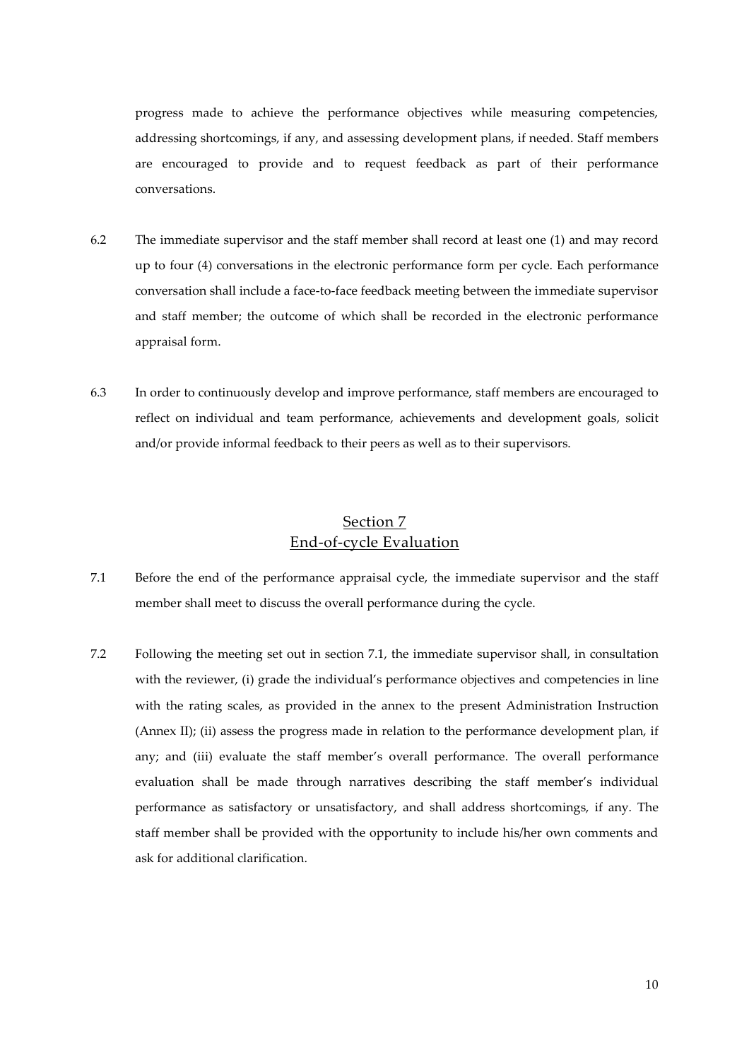progress made to achieve the performance objectives while measuring competencies, addressing shortcomings, if any, and assessing development plans, if needed. Staff members are encouraged to provide and to request feedback as part of their performance conversations.

6.2 The immediate supervisor and the staff member shall record at least one (1) and may record up to four (4) conversations in the electronic performance form per cycle. Each performance conversation shall include a face-to-face feedback meeting between the immediate supervisor and staff member; the outcome of which shall be recorded in the electronic performance appraisal form.

6.3 In order to continuously develop and improve performance, staff members are encouraged to reflect on individual and team performance, achievements and development goals, solicit and/or provide informal feedback to their peers as well as to their supervisors.

## Section 7
## End-of-cycle Evaluation

7.1 Before the end of the performance appraisal cycle, the immediate supervisor and the staff member shall meet to discuss the overall performance during the cycle.

7.2 Following the meeting set out in section 7.1, the immediate supervisor shall, in consultation with the reviewer, (i) grade the individual's performance objectives and competencies in line with the rating scales, as provided in the annex to the present Administration Instruction (Annex II); (ii) assess the progress made in relation to the performance development plan, if any; and (iii) evaluate the staff member's overall performance. The overall performance evaluation shall be made through narratives describing the staff member's individual performance as satisfactory or unsatisfactory, and shall address shortcomings, if any. The staff member shall be provided with the opportunity to include his/her own comments and ask for additional clarification.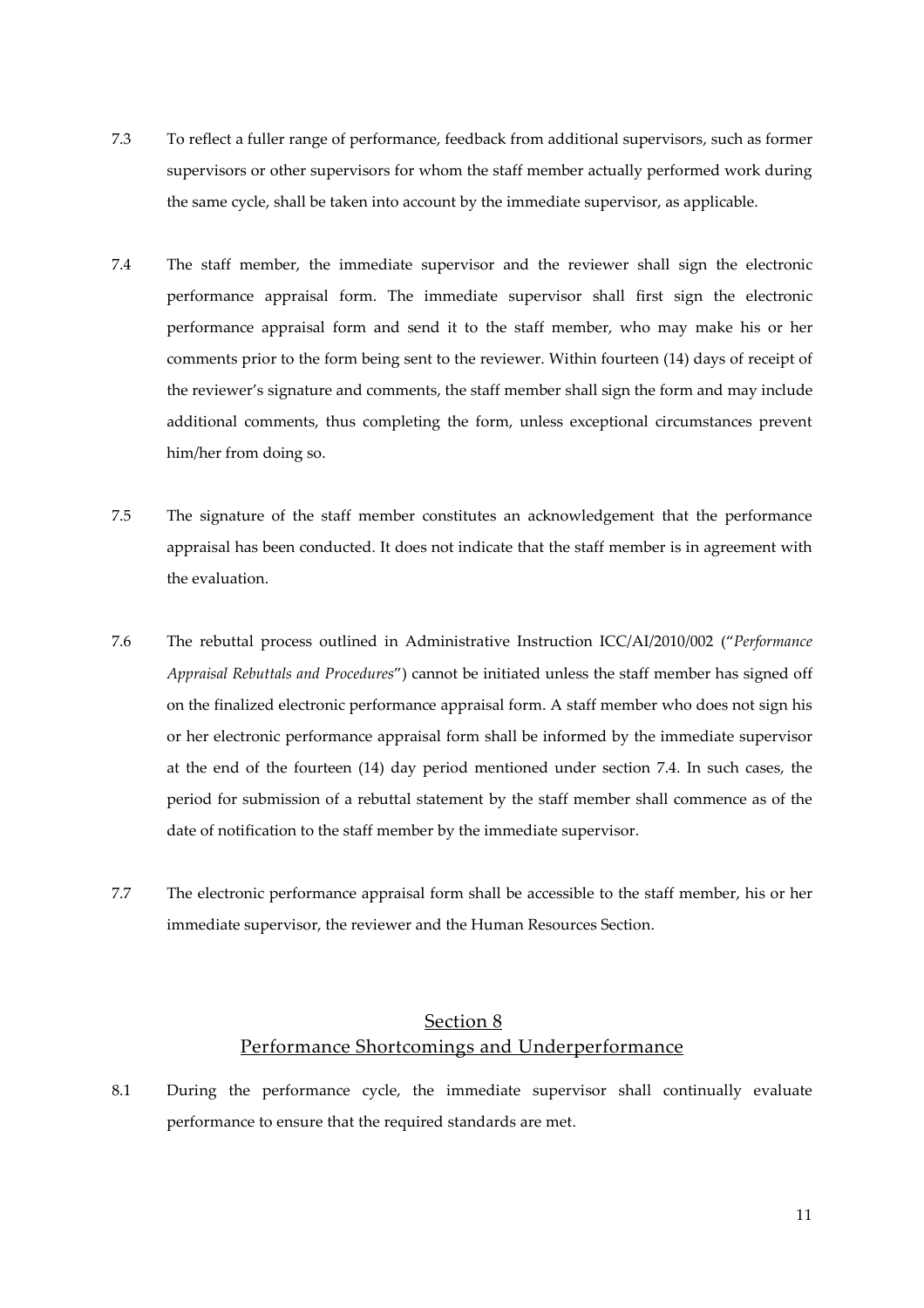7.3 To reflect a fuller range of performance, feedback from additional supervisors, such as former supervisors or other supervisors for whom the staff member actually performed work during the same cycle, shall be taken into account by the immediate supervisor, as applicable.

7.4 The staff member, the immediate supervisor and the reviewer shall sign the electronic performance appraisal form. The immediate supervisor shall first sign the electronic performance appraisal form and send it to the staff member, who may make his or her comments prior to the form being sent to the reviewer. Within fourteen (14) days of receipt of the reviewer's signature and comments, the staff member shall sign the form and may include additional comments, thus completing the form, unless exceptional circumstances prevent him/her from doing so.

7.5 The signature of the staff member constitutes an acknowledgement that the performance appraisal has been conducted. It does not indicate that the staff member is in agreement with the evaluation.

7.6 The rebuttal process outlined in Administrative Instruction ICC/AI/2010/002 ("*Performance Appraisal Rebuttals and Procedures*") cannot be initiated unless the staff member has signed off on the finalized electronic performance appraisal form. A staff member who does not sign his or her electronic performance appraisal form shall be informed by the immediate supervisor at the end of the fourteen (14) day period mentioned under section 7.4. In such cases, the period for submission of a rebuttal statement by the staff member shall commence as of the date of notification to the staff member by the immediate supervisor.

7.7 The electronic performance appraisal form shall be accessible to the staff member, his or her immediate supervisor, the reviewer and the Human Resources Section.

## Section 8
## Performance Shortcomings and Underperformance

8.1 During the performance cycle, the immediate supervisor shall continually evaluate performance to ensure that the required standards are met.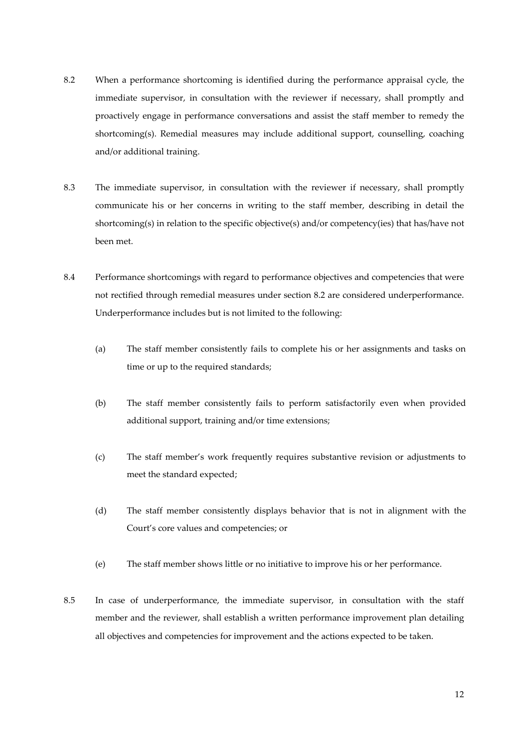8.2 When a performance shortcoming is identified during the performance appraisal cycle, the immediate supervisor, in consultation with the reviewer if necessary, shall promptly and proactively engage in performance conversations and assist the staff member to remedy the shortcoming(s). Remedial measures may include additional support, counselling, coaching and/or additional training.

8.3 The immediate supervisor, in consultation with the reviewer if necessary, shall promptly communicate his or her concerns in writing to the staff member, describing in detail the shortcoming(s) in relation to the specific objective(s) and/or competency(ies) that has/have not been met.

8.4 Performance shortcomings with regard to performance objectives and competencies that were not rectified through remedial measures under section 8.2 are considered underperformance. Underperformance includes but is not limited to the following:

(a) The staff member consistently fails to complete his or her assignments and tasks on time or up to the required standards;

(b) The staff member consistently fails to perform satisfactorily even when provided additional support, training and/or time extensions;

(c) The staff member's work frequently requires substantive revision or adjustments to meet the standard expected;

(d) The staff member consistently displays behavior that is not in alignment with the Court's core values and competencies; or

(e) The staff member shows little or no initiative to improve his or her performance.

8.5 In case of underperformance, the immediate supervisor, in consultation with the staff member and the reviewer, shall establish a written performance improvement plan detailing all objectives and competencies for improvement and the actions expected to be taken.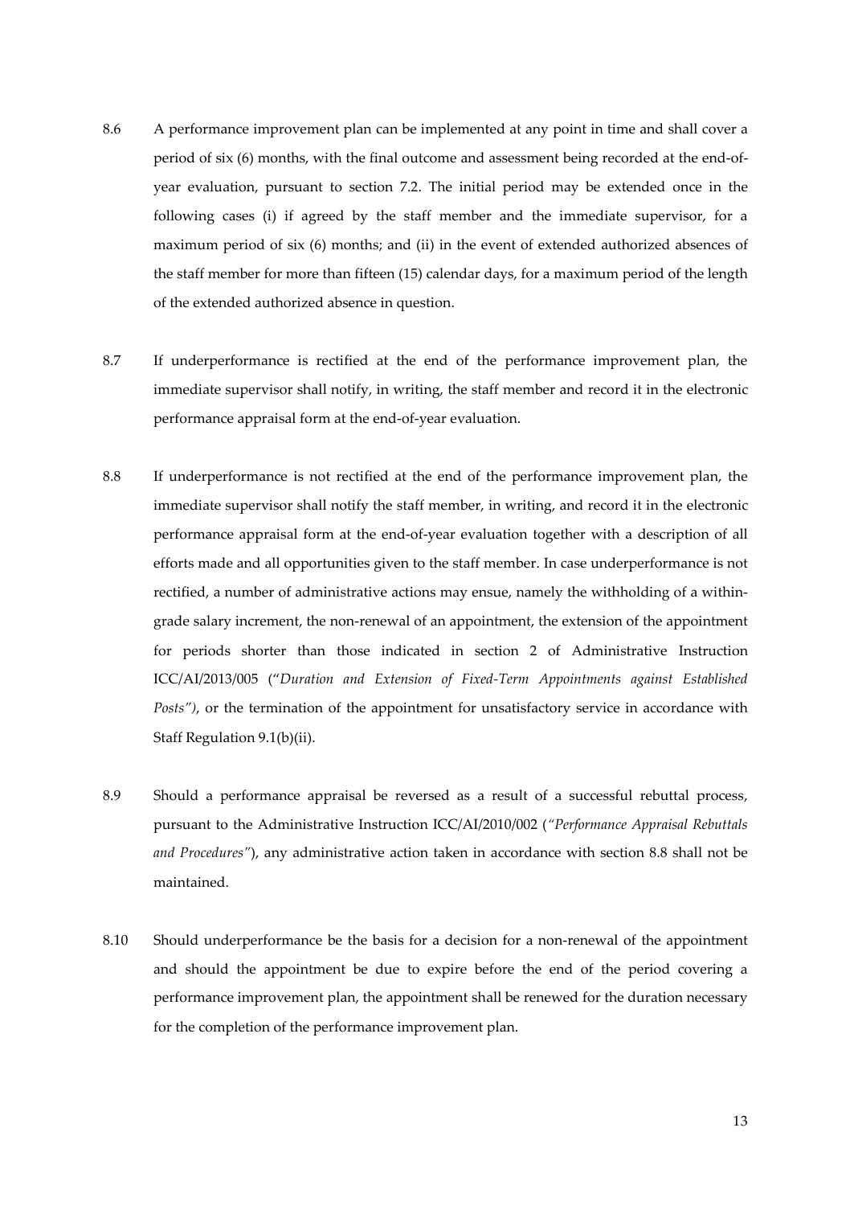8.6 A performance improvement plan can be implemented at any point in time and shall cover a period of six (6) months, with the final outcome and assessment being recorded at the end-of-year evaluation, pursuant to section 7.2. The initial period may be extended once in the following cases (i) if agreed by the staff member and the immediate supervisor, for a maximum period of six (6) months; and (ii) in the event of extended authorized absences of the staff member for more than fifteen (15) calendar days, for a maximum period of the length of the extended authorized absence in question.

8.7 If underperformance is rectified at the end of the performance improvement plan, the immediate supervisor shall notify, in writing, the staff member and record it in the electronic performance appraisal form at the end-of-year evaluation.

8.8 If underperformance is not rectified at the end of the performance improvement plan, the immediate supervisor shall notify the staff member, in writing, and record it in the electronic performance appraisal form at the end-of-year evaluation together with a description of all efforts made and all opportunities given to the staff member. In case underperformance is not rectified, a number of administrative actions may ensue, namely the withholding of a within-grade salary increment, the non-renewal of an appointment, the extension of the appointment for periods shorter than those indicated in section 2 of Administrative Instruction ICC/AI/2013/005 ("*Duration and Extension of Fixed-Term Appointments against Established Posts")*, or the termination of the appointment for unsatisfactory service in accordance with Staff Regulation 9.1(b)(ii).

8.9 Should a performance appraisal be reversed as a result of a successful rebuttal process, pursuant to the Administrative Instruction ICC/AI/2010/002 (*"Performance Appraisal Rebuttals and Procedures"*), any administrative action taken in accordance with section 8.8 shall not be maintained.

8.10 Should underperformance be the basis for a decision for a non-renewal of the appointment and should the appointment be due to expire before the end of the period covering a performance improvement plan, the appointment shall be renewed for the duration necessary for the completion of the performance improvement plan.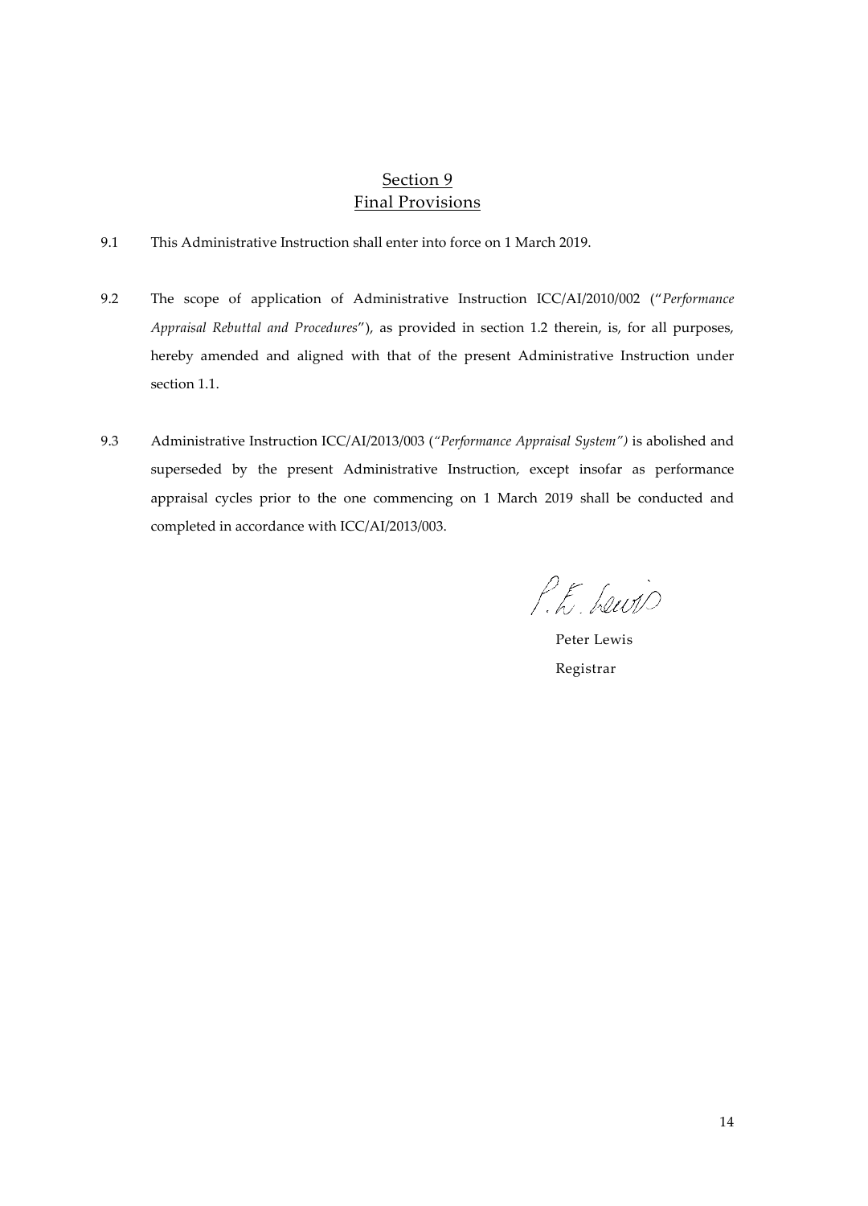## Section 9
## Final Provisions

9.1 This Administrative Instruction shall enter into force on 1 March 2019.

9.2 The scope of application of Administrative Instruction ICC/AI/2010/002 ("*Performance Appraisal Rebuttal and Procedures*"), as provided in section 1.2 therein, is, for all purposes, hereby amended and aligned with that of the present Administrative Instruction under section 1.1.

9.3 Administrative Instruction ICC/AI/2013/003 (*"Performance Appraisal System")* is abolished and superseded by the present Administrative Instruction, except insofar as performance appraisal cycles prior to the one commencing on 1 March 2019 shall be conducted and completed in accordance with ICC/AI/2013/003.

P.E. Lewis

Peter Lewis
Registrar